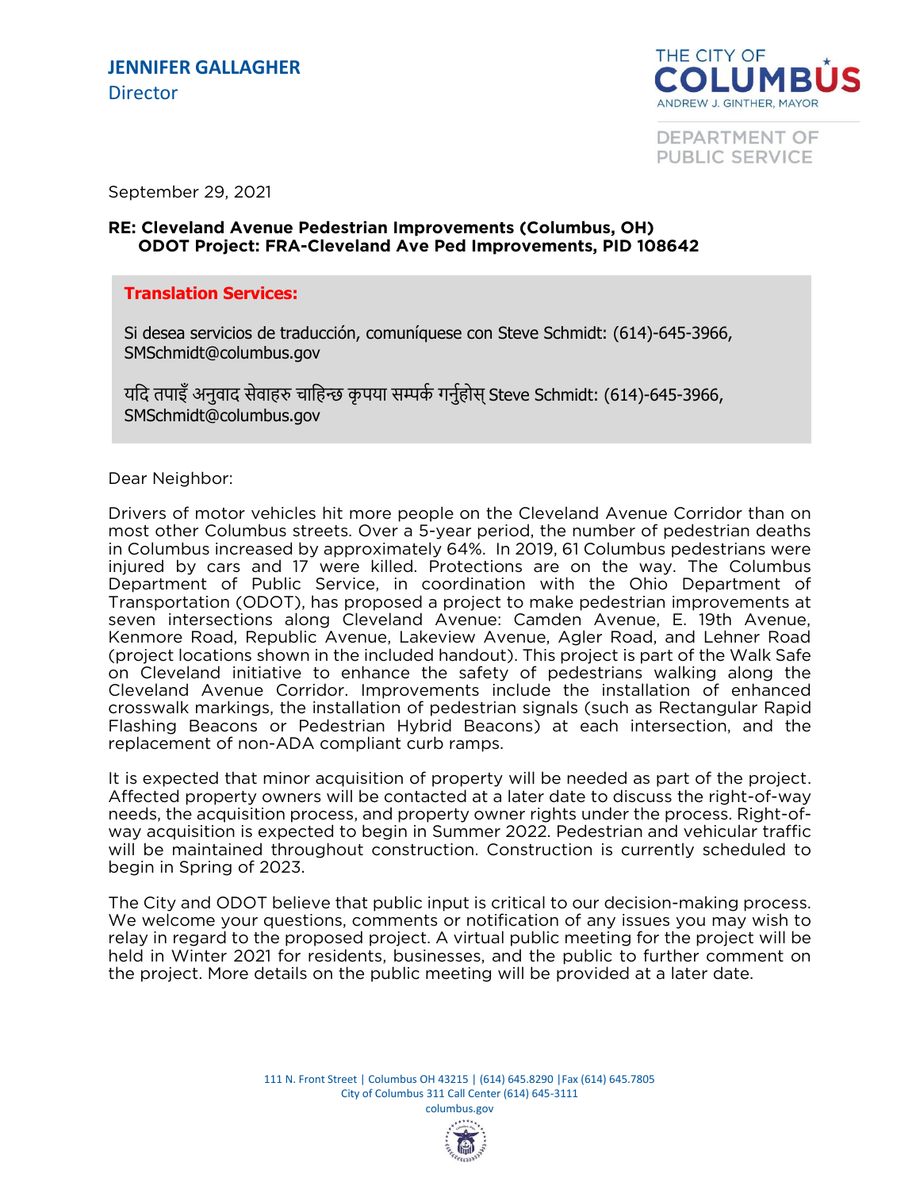**JENNIFER GALLAGHER**
Director

THE CITY OF COLUMBUS
ANDREW J. GINTHER, MAYOR

DEPARTMENT OF PUBLIC SERVICE

September 29, 2021

**RE: Cleveland Avenue Pedestrian Improvements (Columbus, OH)**
**ODOT Project: FRA-Cleveland Ave Ped Improvements, PID 108642**

**Translation Services:**

Si desea servicios de traducción, comuníquese con Steve Schmidt: (614)-645-3966, SMSchmidt@columbus.gov

यदि तपाइँ अनुवाद सेवाहरु चाहिन्छ कृपया सम्पर्क गर्नुहोस् Steve Schmidt: (614)-645-3966, SMSchmidt@columbus.gov

Dear Neighbor:

Drivers of motor vehicles hit more people on the Cleveland Avenue Corridor than on most other Columbus streets. Over a 5-year period, the number of pedestrian deaths in Columbus increased by approximately 64%. In 2019, 61 Columbus pedestrians were injured by cars and 17 were killed. Protections are on the way. The Columbus Department of Public Service, in coordination with the Ohio Department of Transportation (ODOT), has proposed a project to make pedestrian improvements at seven intersections along Cleveland Avenue: Camden Avenue, E. 19th Avenue, Kenmore Road, Republic Avenue, Lakeview Avenue, Agler Road, and Lehner Road (project locations shown in the included handout). This project is part of the Walk Safe on Cleveland initiative to enhance the safety of pedestrians walking along the Cleveland Avenue Corridor. Improvements include the installation of enhanced crosswalk markings, the installation of pedestrian signals (such as Rectangular Rapid Flashing Beacons or Pedestrian Hybrid Beacons) at each intersection, and the replacement of non-ADA compliant curb ramps.

It is expected that minor acquisition of property will be needed as part of the project. Affected property owners will be contacted at a later date to discuss the right-of-way needs, the acquisition process, and property owner rights under the process. Right-of-way acquisition is expected to begin in Summer 2022. Pedestrian and vehicular traffic will be maintained throughout construction. Construction is currently scheduled to begin in Spring of 2023.

The City and ODOT believe that public input is critical to our decision-making process. We welcome your questions, comments or notification of any issues you may wish to relay in regard to the proposed project. A virtual public meeting for the project will be held in Winter 2021 for residents, businesses, and the public to further comment on the project. More details on the public meeting will be provided at a later date.

111 N. Front Street | Columbus OH 43215 | (614) 645.8290 | Fax (614) 645.7805
City of Columbus 311 Call Center (614) 645-3111
columbus.gov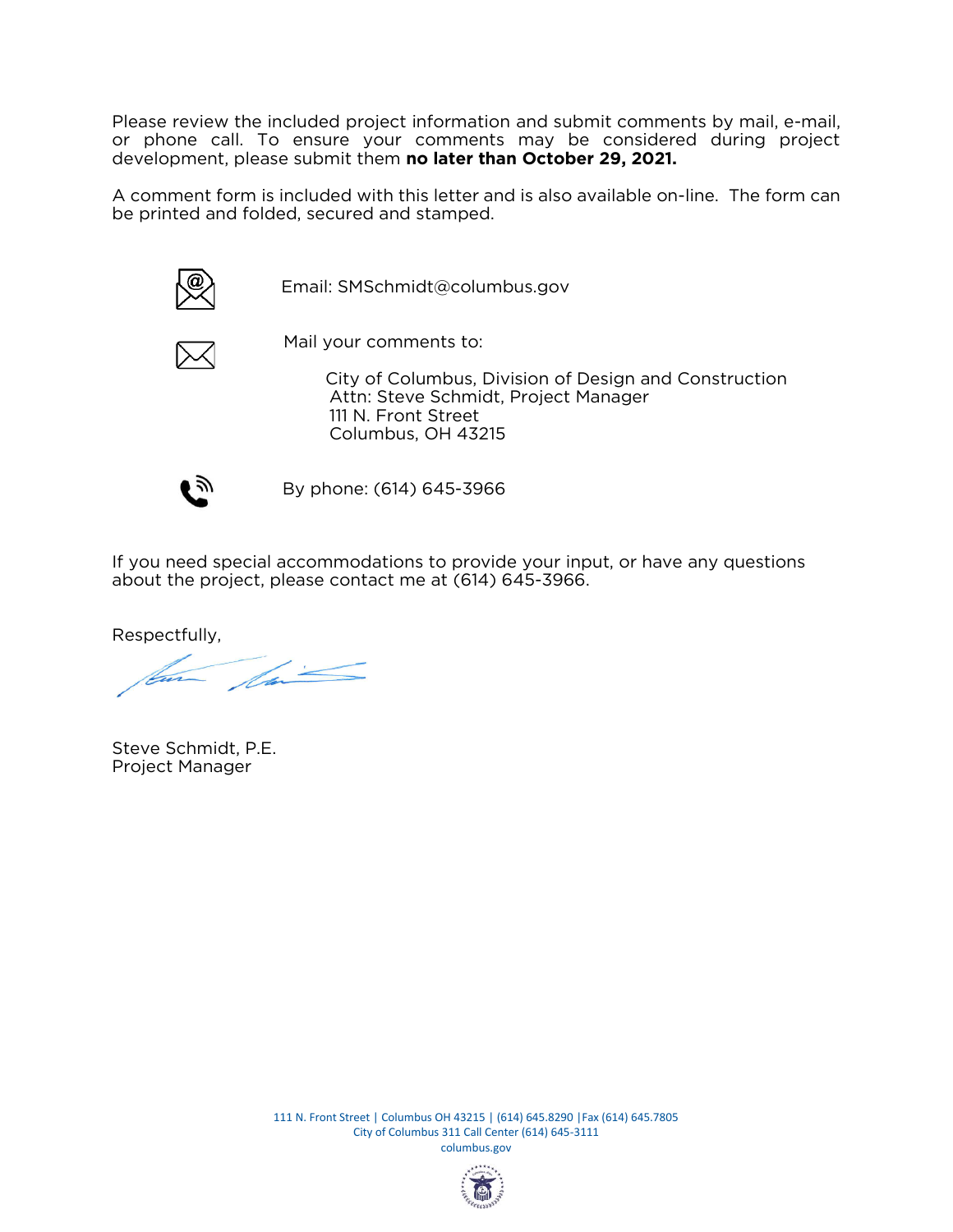Please review the included project information and submit comments by mail, e-mail, or phone call. To ensure your comments may be considered during project development, please submit them **no later than October 29, 2021.**

A comment form is included with this letter and is also available on-line. The form can be printed and folded, secured and stamped.

Email: SMSchmidt@columbus.gov

Mail your comments to:

City of Columbus, Division of Design and Construction
Attn: Steve Schmidt, Project Manager
111 N. Front Street
Columbus, OH 43215

By phone: (614) 645-3966

If you need special accommodations to provide your input, or have any questions about the project, please contact me at (614) 645-3966.

Respectfully,

Steve Schmidt, P.E.
Project Manager

111 N. Front Street | Columbus OH 43215 | (614) 645.8290 | Fax (614) 645.7805
City of Columbus 311 Call Center (614) 645-3111
columbus.gov